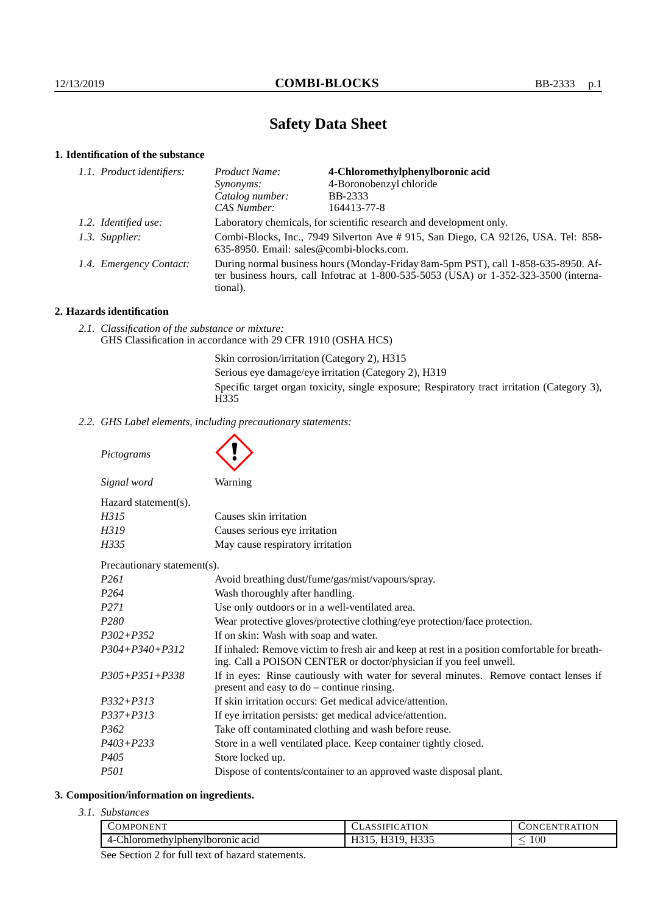# Safety Data Sheet

## 1. Identification of the substance

*1.1. Product identifiers:*

| | |
|---|---|
| *Product Name:* | **4-Chloromethylphenylboronic acid** |
| *Synonyms:* | 4-Boronobenzyl chloride |
| *Catalog number:* | BB-2333 |
| *CAS Number:* | 164413-77-8 |

*1.2. Identified use:* Laboratory chemicals, for scientific research and development only.

*1.3. Supplier:* Combi-Blocks, Inc., 7949 Silverton Ave # 915, San Diego, CA 92126, USA. Tel: 858-635-8950. Email: sales@combi-blocks.com.

*1.4. Emergency Contact:* During normal business hours (Monday-Friday 8am-5pm PST), call 1-858-635-8950. After business hours, call Infotrac at 1-800-535-5053 (USA) or 1-352-323-3500 (international).

## 2. Hazards identification

*2.1. Classification of the substance or mixture:*
GHS Classification in accordance with 29 CFR 1910 (OSHA HCS)

Skin corrosion/irritation (Category 2), H315
Serious eye damage/eye irritation (Category 2), H319
Specific target organ toxicity, single exposure; Respiratory tract irritation (Category 3), H335

*2.2. GHS Label elements, including precautionary statements:*

*Pictograms*

*Signal word* Warning

Hazard statement(s).

| | |
|---|---|
| *H315* | Causes skin irritation |
| *H319* | Causes serious eye irritation |
| *H335* | May cause respiratory irritation |

Precautionary statement(s).

| | |
|---|---|
| *P261* | Avoid breathing dust/fume/gas/mist/vapours/spray. |
| *P264* | Wash thoroughly after handling. |
| *P271* | Use only outdoors or in a well-ventilated area. |
| *P280* | Wear protective gloves/protective clothing/eye protection/face protection. |
| *P302+P352* | If on skin: Wash with soap and water. |
| *P304+P340+P312* | If inhaled: Remove victim to fresh air and keep at rest in a position comfortable for breathing. Call a POISON CENTER or doctor/physician if you feel unwell. |
| *P305+P351+P338* | If in eyes: Rinse cautiously with water for several minutes. Remove contact lenses if present and easy to do – continue rinsing. |
| *P332+P313* | If skin irritation occurs: Get medical advice/attention. |
| *P337+P313* | If eye irritation persists: get medical advice/attention. |
| *P362* | Take off contaminated clothing and wash before reuse. |
| *P403+P233* | Store in a well ventilated place. Keep container tightly closed. |
| *P405* | Store locked up. |
| *P501* | Dispose of contents/container to an approved waste disposal plant. |

## 3. Composition/information on ingredients.

*3.1. Substances*

| Component | Classification | Concentration |
|---|---|---|
| 4-Chloromethylphenylboronic acid | H315, H319, H335 | $\leq 100$ |

See Section 2 for full text of hazard statements.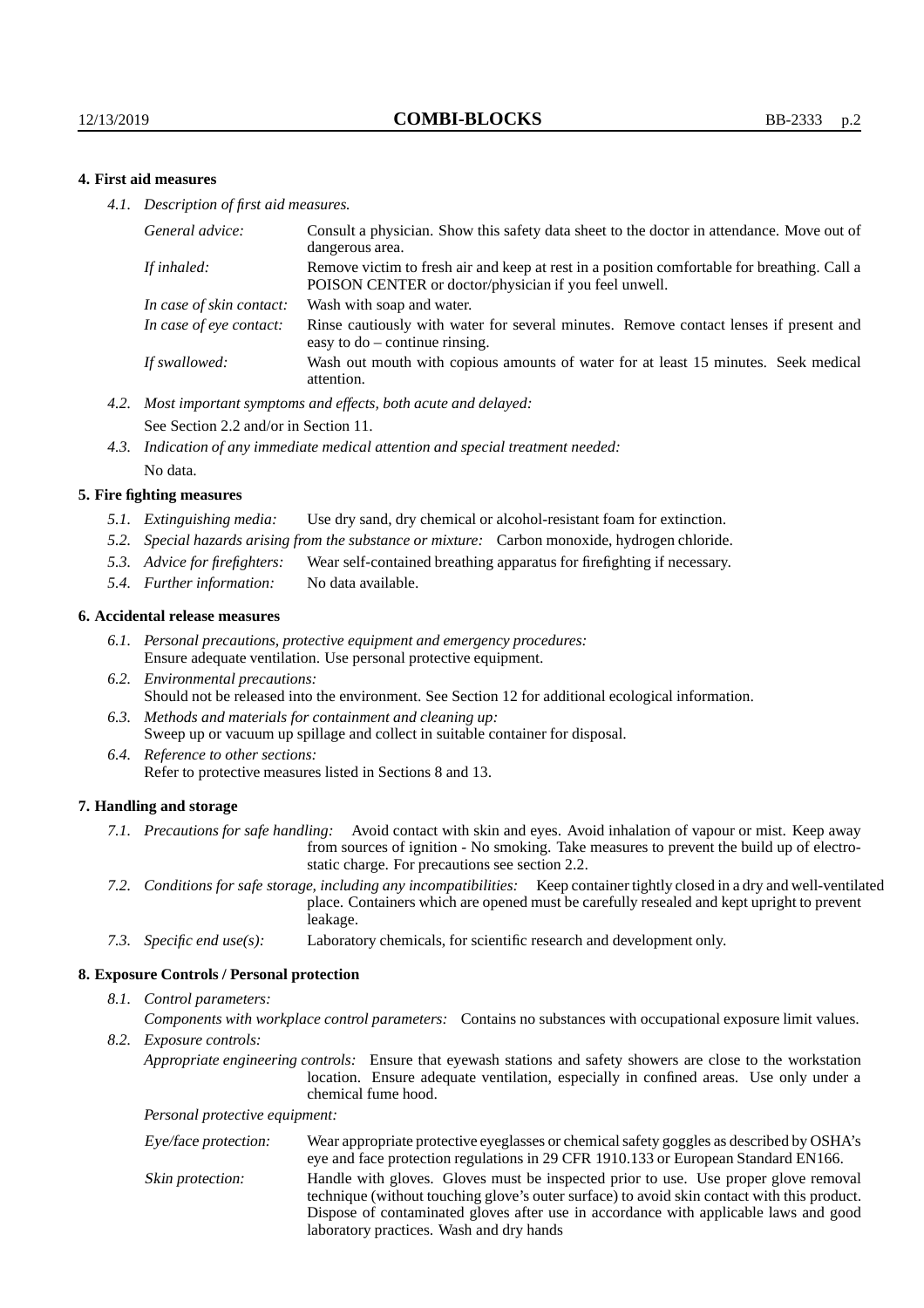## 4. First aid measures

*4.1. Description of first aid measures.*

| | |
|---|---|
| *General advice:* | Consult a physician. Show this safety data sheet to the doctor in attendance. Move out of dangerous area. |
| *If inhaled:* | Remove victim to fresh air and keep at rest in a position comfortable for breathing. Call a POISON CENTER or doctor/physician if you feel unwell. |
| *In case of skin contact:* | Wash with soap and water. |
| *In case of eye contact:* | Rinse cautiously with water for several minutes. Remove contact lenses if present and easy to do – continue rinsing. |
| *If swallowed:* | Wash out mouth with copious amounts of water for at least 15 minutes. Seek medical attention. |

*4.2. Most important symptoms and effects, both acute and delayed:*
See Section 2.2 and/or in Section 11.

*4.3. Indication of any immediate medical attention and special treatment needed:*
No data.

## 5. Fire fighting measures

*5.1. Extinguishing media:* Use dry sand, dry chemical or alcohol-resistant foam for extinction.

*5.2. Special hazards arising from the substance or mixture:* Carbon monoxide, hydrogen chloride.

*5.3. Advice for firefighters:* Wear self-contained breathing apparatus for firefighting if necessary.

*5.4. Further information:* No data available.

## 6. Accidental release measures

*6.1. Personal precautions, protective equipment and emergency procedures:*
Ensure adequate ventilation. Use personal protective equipment.

*6.2. Environmental precautions:*
Should not be released into the environment. See Section 12 for additional ecological information.

*6.3. Methods and materials for containment and cleaning up:*
Sweep up or vacuum up spillage and collect in suitable container for disposal.

*6.4. Reference to other sections:*
Refer to protective measures listed in Sections 8 and 13.

## 7. Handling and storage

*7.1. Precautions for safe handling:* Avoid contact with skin and eyes. Avoid inhalation of vapour or mist. Keep away from sources of ignition - No smoking. Take measures to prevent the build up of electrostatic charge. For precautions see section 2.2.

*7.2. Conditions for safe storage, including any incompatibilities:* Keep container tightly closed in a dry and well-ventilated place. Containers which are opened must be carefully resealed and kept upright to prevent leakage.

*7.3. Specific end use(s):* Laboratory chemicals, for scientific research and development only.

## 8. Exposure Controls / Personal protection

*8.1. Control parameters:*

*Components with workplace control parameters:* Contains no substances with occupational exposure limit values.

*8.2. Exposure controls:*

*Appropriate engineering controls:* Ensure that eyewash stations and safety showers are close to the workstation location. Ensure adequate ventilation, especially in confined areas. Use only under a chemical fume hood.

*Personal protective equipment:*

| | |
|---|---|
| *Eye/face protection:* | Wear appropriate protective eyeglasses or chemical safety goggles as described by OSHA's eye and face protection regulations in 29 CFR 1910.133 or European Standard EN166. |
| *Skin protection:* | Handle with gloves. Gloves must be inspected prior to use. Use proper glove removal technique (without touching glove's outer surface) to avoid skin contact with this product. Dispose of contaminated gloves after use in accordance with applicable laws and good laboratory practices. Wash and dry hands |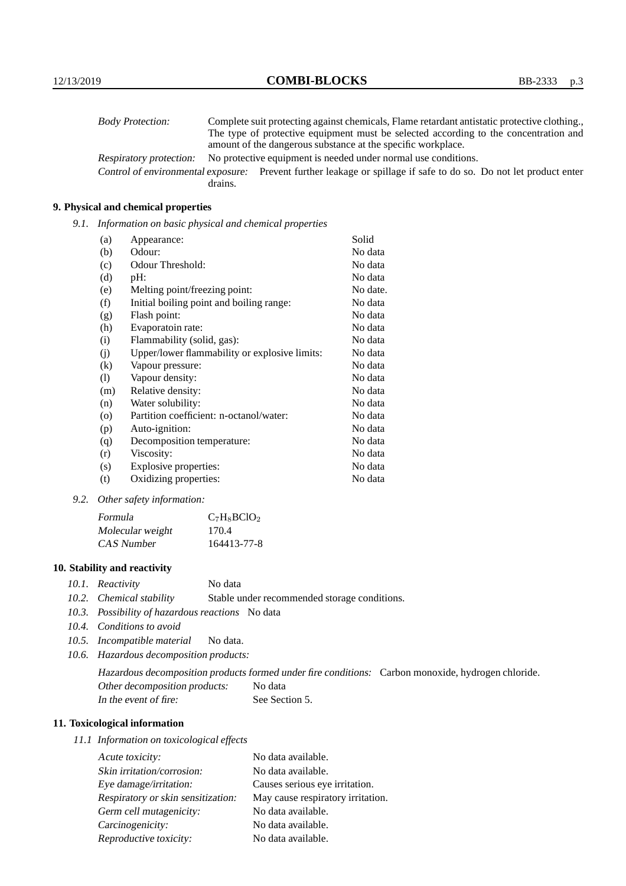| | |
|---|---|
| *Body Protection:* | Complete suit protecting against chemicals, Flame retardant antistatic protective clothing., The type of protective equipment must be selected according to the concentration and amount of the dangerous substance at the specific workplace. |
| *Respiratory protection:* | No protective equipment is needed under normal use conditions. |
| *Control of environmental exposure:* | Prevent further leakage or spillage if safe to do so. Do not let product enter drains. |

## 9. Physical and chemical properties

*9.1. Information on basic physical and chemical properties*

| | | |
|---|---|---|
| (a) | Appearance: | Solid |
| (b) | Odour: | No data |
| (c) | Odour Threshold: | No data |
| (d) | pH: | No data |
| (e) | Melting point/freezing point: | No date. |
| (f) | Initial boiling point and boiling range: | No data |
| (g) | Flash point: | No data |
| (h) | Evaporatoin rate: | No data |
| (i) | Flammability (solid, gas): | No data |
| (j) | Upper/lower flammability or explosive limits: | No data |
| (k) | Vapour pressure: | No data |
| (l) | Vapour density: | No data |
| (m) | Relative density: | No data |
| (n) | Water solubility: | No data |
| (o) | Partition coefficient: n-octanol/water: | No data |
| (p) | Auto-ignition: | No data |
| (q) | Decomposition temperature: | No data |
| (r) | Viscosity: | No data |
| (s) | Explosive properties: | No data |
| (t) | Oxidizing properties: | No data |

*9.2. Other safety information:*

| | |
|---|---|
| *Formula* | $C_7H_8BClO_2$ |
| *Molecular weight* | 170.4 |
| *CAS Number* | 164413-77-8 |

## 10. Stability and reactivity

*10.1. Reactivity* No data

*10.2. Chemical stability* Stable under recommended storage conditions.

*10.3. Possibility of hazardous reactions* No data

*10.4. Conditions to avoid*

*10.5. Incompatible material* No data.

*10.6. Hazardous decomposition products:*

*Hazardous decomposition products formed under fire conditions:* Carbon monoxide, hydrogen chloride.

*Other decomposition products:* No data

*In the event of fire:* See Section 5.

## 11. Toxicological information

*11.1 Information on toxicological effects*

| | |
|---|---|
| *Acute toxicity:* | No data available. |
| *Skin irritation/corrosion:* | No data available. |
| *Eye damage/irritation:* | Causes serious eye irritation. |
| *Respiratory or skin sensitization:* | May cause respiratory irritation. |
| *Germ cell mutagenicity:* | No data available. |
| *Carcinogenicity:* | No data available. |
| *Reproductive toxicity:* | No data available. |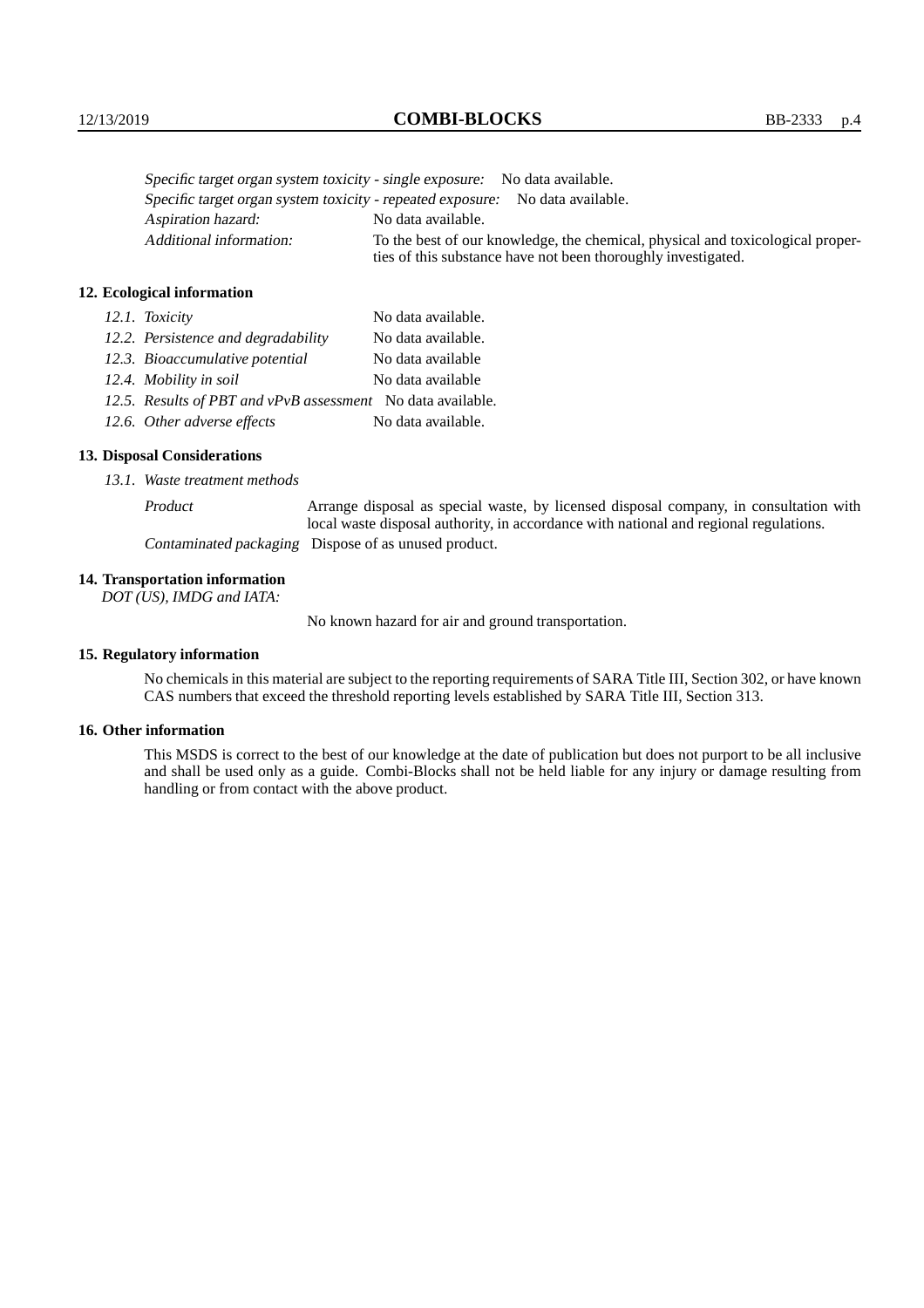*Specific target organ system toxicity - single exposure:* No data available.
*Specific target organ system toxicity - repeated exposure:* No data available.
*Aspiration hazard:* No data available.
*Additional information:* To the best of our knowledge, the chemical, physical and toxicological properties of this substance have not been thoroughly investigated.

## 12. Ecological information

*12.1. Toxicity* No data available.
*12.2. Persistence and degradability* No data available.
*12.3. Bioaccumulative potential* No data available
*12.4. Mobility in soil* No data available
*12.5. Results of PBT and vPvB assessment* No data available.
*12.6. Other adverse effects* No data available.

## 13. Disposal Considerations

*13.1. Waste treatment methods*

*Product* Arrange disposal as special waste, by licensed disposal company, in consultation with local waste disposal authority, in accordance with national and regional regulations.
*Contaminated packaging* Dispose of as unused product.

## 14. Transportation information

*DOT (US), IMDG and IATA:*

No known hazard for air and ground transportation.

## 15. Regulatory information

No chemicals in this material are subject to the reporting requirements of SARA Title III, Section 302, or have known CAS numbers that exceed the threshold reporting levels established by SARA Title III, Section 313.

## 16. Other information

This MSDS is correct to the best of our knowledge at the date of publication but does not purport to be all inclusive and shall be used only as a guide. Combi-Blocks shall not be held liable for any injury or damage resulting from handling or from contact with the above product.